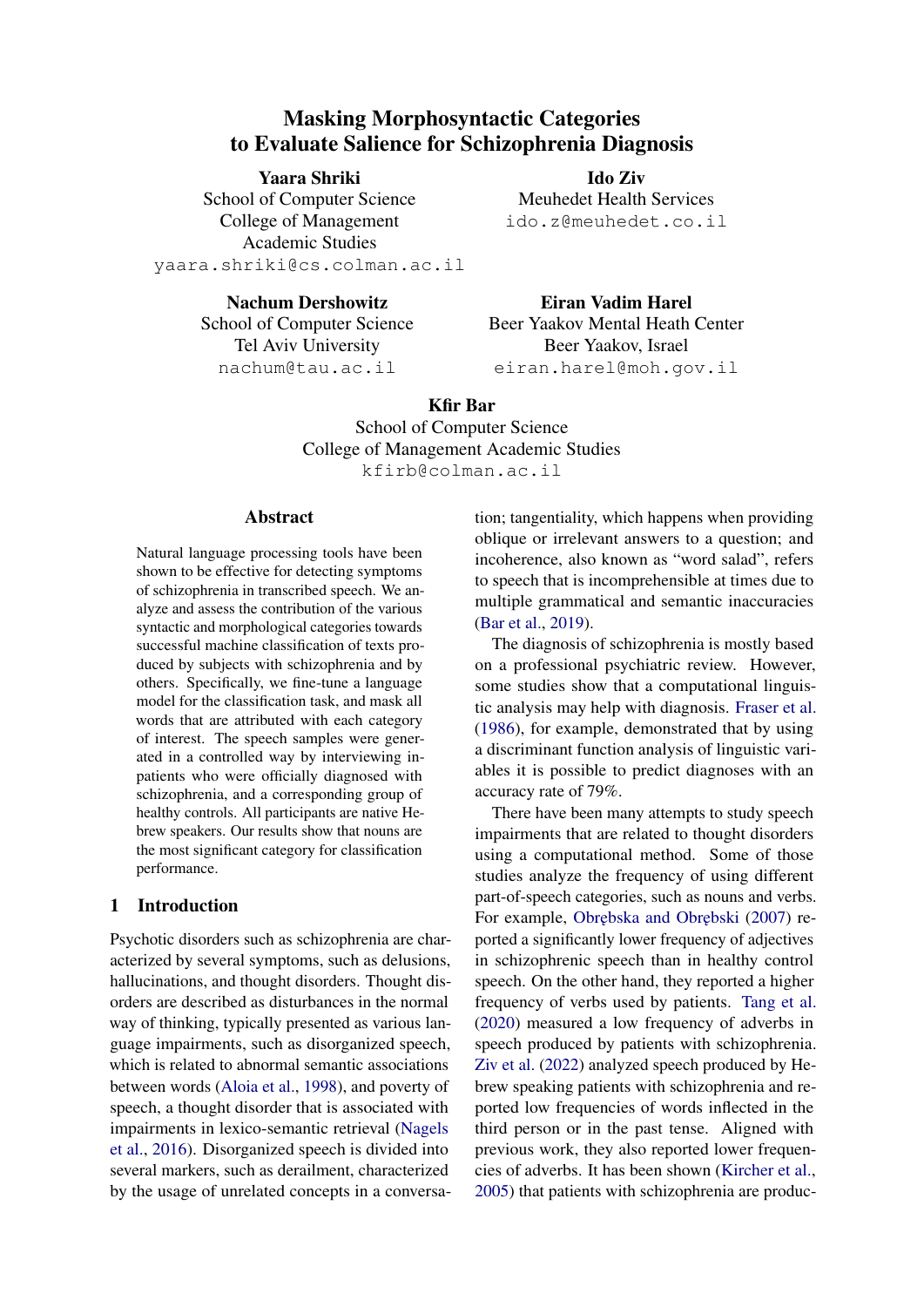# Masking Morphosyntactic Categories to Evaluate Salience for Schizophrenia Diagnosis

**Yaara Shriki**
School of Computer Science
College of Management
Academic Studies
yaara.shriki@cs.colman.ac.il

**Ido Ziv**
Meuhedet Health Services
ido.z@meuhedet.co.il

**Nachum Dershowitz**
School of Computer Science
Tel Aviv University
nachum@tau.ac.il

**Eiran Vadim Harel**
Beer Yaakov Mental Heath Center
Beer Yaakov, Israel
eiran.harel@moh.gov.il

**Kfir Bar**
School of Computer Science
College of Management Academic Studies
kfirb@colman.ac.il

## Abstract

Natural language processing tools have been shown to be effective for detecting symptoms of schizophrenia in transcribed speech. We analyze and assess the contribution of the various syntactic and morphological categories towards successful machine classification of texts produced by subjects with schizophrenia and by others. Specifically, we fine-tune a language model for the classification task, and mask all words that are attributed with each category of interest. The speech samples were generated in a controlled way by interviewing inpatients who were officially diagnosed with schizophrenia, and a corresponding group of healthy controls. All participants are native Hebrew speakers. Our results show that nouns are the most significant category for classification performance.

## 1 Introduction

Psychotic disorders such as schizophrenia are characterized by several symptoms, such as delusions, hallucinations, and thought disorders. Thought disorders are described as disturbances in the normal way of thinking, typically presented as various language impairments, such as disorganized speech, which is related to abnormal semantic associations between words (Aloia et al., 1998), and poverty of speech, a thought disorder that is associated with impairments in lexico-semantic retrieval (Nagels et al., 2016). Disorganized speech is divided into several markers, such as derailment, characterized by the usage of unrelated concepts in a conversation; tangentiality, which happens when providing oblique or irrelevant answers to a question; and incoherence, also known as "word salad", refers to speech that is incomprehensible at times due to multiple grammatical and semantic inaccuracies (Bar et al., 2019).

The diagnosis of schizophrenia is mostly based on a professional psychiatric review. However, some studies show that a computational linguistic analysis may help with diagnosis. Fraser et al. (1986), for example, demonstrated that by using a discriminant function analysis of linguistic variables it is possible to predict diagnoses with an accuracy rate of 79%.

There have been many attempts to study speech impairments that are related to thought disorders using a computational method. Some of those studies analyze the frequency of using different part-of-speech categories, such as nouns and verbs. For example, Obrębska and Obrębski (2007) reported a significantly lower frequency of adjectives in schizophrenic speech than in healthy control speech. On the other hand, they reported a higher frequency of verbs used by patients. Tang et al. (2020) measured a low frequency of adverbs in speech produced by patients with schizophrenia. Ziv et al. (2022) analyzed speech produced by Hebrew speaking patients with schizophrenia and reported low frequencies of words inflected in the third person or in the past tense. Aligned with previous work, they also reported lower frequencies of adverbs. It has been shown (Kircher et al., 2005) that patients with schizophrenia are produc-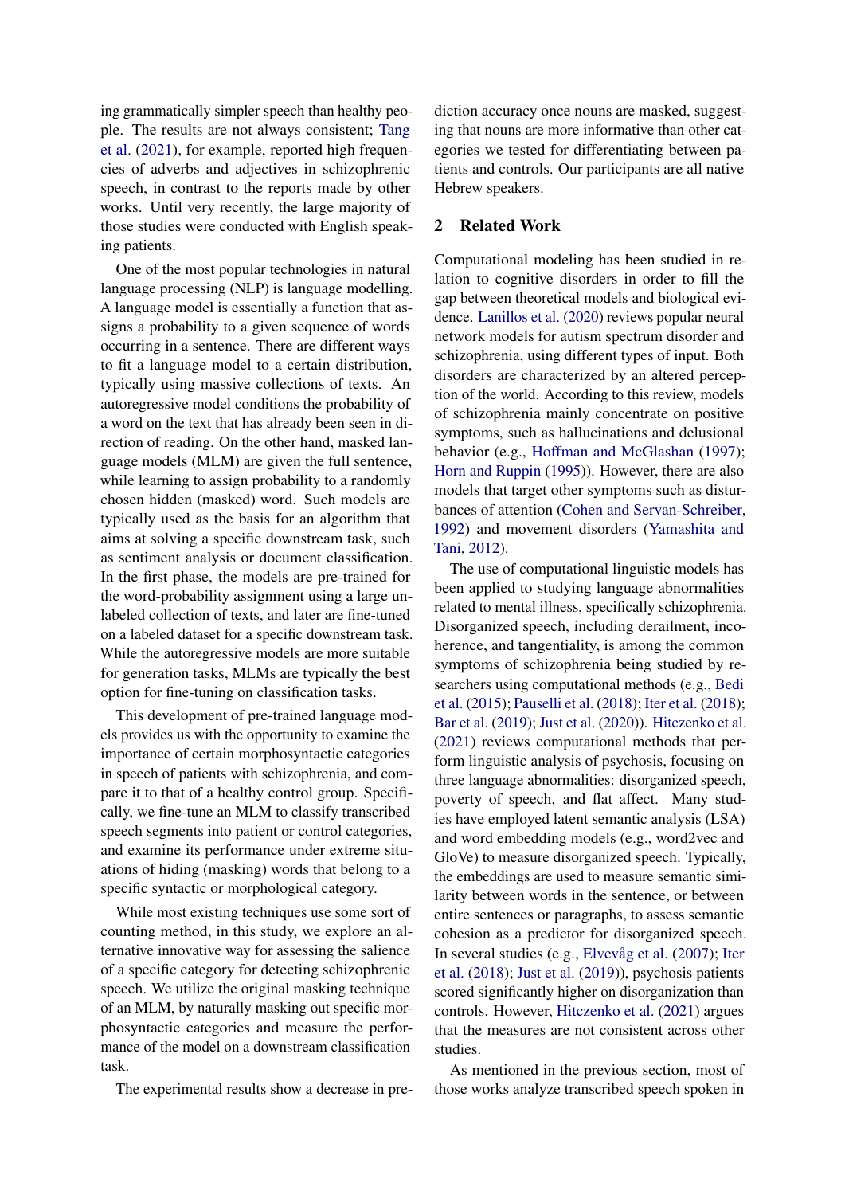ing grammatically simpler speech than healthy people. The results are not always consistent; Tang et al. (2021), for example, reported high frequencies of adverbs and adjectives in schizophrenic speech, in contrast to the reports made by other works. Until very recently, the large majority of those studies were conducted with English speaking patients.

One of the most popular technologies in natural language processing (NLP) is language modelling. A language model is essentially a function that assigns a probability to a given sequence of words occurring in a sentence. There are different ways to fit a language model to a certain distribution, typically using massive collections of texts. An autoregressive model conditions the probability of a word on the text that has already been seen in direction of reading. On the other hand, masked language models (MLM) are given the full sentence, while learning to assign probability to a randomly chosen hidden (masked) word. Such models are typically used as the basis for an algorithm that aims at solving a specific downstream task, such as sentiment analysis or document classification. In the first phase, the models are pre-trained for the word-probability assignment using a large unlabeled collection of texts, and later are fine-tuned on a labeled dataset for a specific downstream task. While the autoregressive models are more suitable for generation tasks, MLMs are typically the best option for fine-tuning on classification tasks.

This development of pre-trained language models provides us with the opportunity to examine the importance of certain morphosyntactic categories in speech of patients with schizophrenia, and compare it to that of a healthy control group. Specifically, we fine-tune an MLM to classify transcribed speech segments into patient or control categories, and examine its performance under extreme situations of hiding (masking) words that belong to a specific syntactic or morphological category.

While most existing techniques use some sort of counting method, in this study, we explore an alternative innovative way for assessing the salience of a specific category for detecting schizophrenic speech. We utilize the original masking technique of an MLM, by naturally masking out specific morphosyntactic categories and measure the performance of the model on a downstream classification task.

The experimental results show a decrease in prediction accuracy once nouns are masked, suggesting that nouns are more informative than other categories we tested for differentiating between patients and controls. Our participants are all native Hebrew speakers.

## 2 Related Work

Computational modeling has been studied in relation to cognitive disorders in order to fill the gap between theoretical models and biological evidence. Lanillos et al. (2020) reviews popular neural network models for autism spectrum disorder and schizophrenia, using different types of input. Both disorders are characterized by an altered perception of the world. According to this review, models of schizophrenia mainly concentrate on positive symptoms, such as hallucinations and delusional behavior (e.g., Hoffman and McGlashan (1997); Horn and Ruppin (1995)). However, there are also models that target other symptoms such as disturbances of attention (Cohen and Servan-Schreiber, 1992) and movement disorders (Yamashita and Tani, 2012).

The use of computational linguistic models has been applied to studying language abnormalities related to mental illness, specifically schizophrenia. Disorganized speech, including derailment, incoherence, and tangentiality, is among the common symptoms of schizophrenia being studied by researchers using computational methods (e.g., Bedi et al. (2015); Pauselli et al. (2018); Iter et al. (2018); Bar et al. (2019); Just et al. (2020)). Hitczenko et al. (2021) reviews computational methods that perform linguistic analysis of psychosis, focusing on three language abnormalities: disorganized speech, poverty of speech, and flat affect. Many studies have employed latent semantic analysis (LSA) and word embedding models (e.g., word2vec and GloVe) to measure disorganized speech. Typically, the embeddings are used to measure semantic similarity between words in the sentence, or between entire sentences or paragraphs, to assess semantic cohesion as a predictor for disorganized speech. In several studies (e.g., Elvevåg et al. (2007); Iter et al. (2018); Just et al. (2019)), psychosis patients scored significantly higher on disorganization than controls. However, Hitczenko et al. (2021) argues that the measures are not consistent across other studies.

As mentioned in the previous section, most of those works analyze transcribed speech spoken in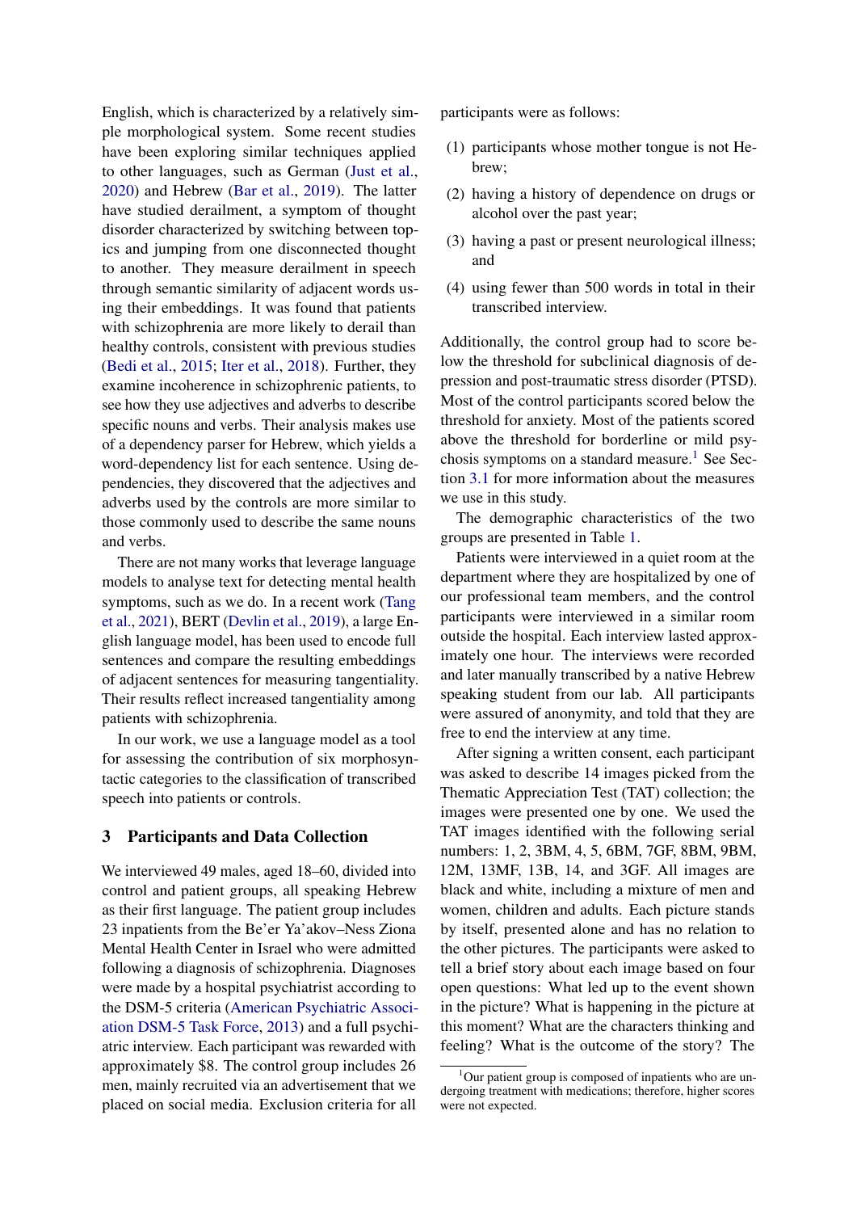English, which is characterized by a relatively simple morphological system. Some recent studies have been exploring similar techniques applied to other languages, such as German (Just et al., 2020) and Hebrew (Bar et al., 2019). The latter have studied derailment, a symptom of thought disorder characterized by switching between topics and jumping from one disconnected thought to another. They measure derailment in speech through semantic similarity of adjacent words using their embeddings. It was found that patients with schizophrenia are more likely to derail than healthy controls, consistent with previous studies (Bedi et al., 2015; Iter et al., 2018). Further, they examine incoherence in schizophrenic patients, to see how they use adjectives and adverbs to describe specific nouns and verbs. Their analysis makes use of a dependency parser for Hebrew, which yields a word-dependency list for each sentence. Using dependencies, they discovered that the adjectives and adverbs used by the controls are more similar to those commonly used to describe the same nouns and verbs.

There are not many works that leverage language models to analyse text for detecting mental health symptoms, such as we do. In a recent work (Tang et al., 2021), BERT (Devlin et al., 2019), a large English language model, has been used to encode full sentences and compare the resulting embeddings of adjacent sentences for measuring tangentiality. Their results reflect increased tangentiality among patients with schizophrenia.

In our work, we use a language model as a tool for assessing the contribution of six morphosyntactic categories to the classification of transcribed speech into patients or controls.

## 3 Participants and Data Collection

We interviewed 49 males, aged 18–60, divided into control and patient groups, all speaking Hebrew as their first language. The patient group includes 23 inpatients from the Be'er Ya'akov–Ness Ziona Mental Health Center in Israel who were admitted following a diagnosis of schizophrenia. Diagnoses were made by a hospital psychiatrist according to the DSM-5 criteria (American Psychiatric Association DSM-5 Task Force, 2013) and a full psychiatric interview. Each participant was rewarded with approximately $8. The control group includes 26 men, mainly recruited via an advertisement that we placed on social media. Exclusion criteria for all participants were as follows:

(1) participants whose mother tongue is not Hebrew;

(2) having a history of dependence on drugs or alcohol over the past year;

(3) having a past or present neurological illness; and

(4) using fewer than 500 words in total in their transcribed interview.

Additionally, the control group had to score below the threshold for subclinical diagnosis of depression and post-traumatic stress disorder (PTSD). Most of the control participants scored below the threshold for anxiety. Most of the patients scored above the threshold for borderline or mild psychosis symptoms on a standard measure.[1] See Section 3.1 for more information about the measures we use in this study.

The demographic characteristics of the two groups are presented in Table 1.

Patients were interviewed in a quiet room at the department where they are hospitalized by one of our professional team members, and the control participants were interviewed in a similar room outside the hospital. Each interview lasted approximately one hour. The interviews were recorded and later manually transcribed by a native Hebrew speaking student from our lab. All participants were assured of anonymity, and told that they are free to end the interview at any time.

After signing a written consent, each participant was asked to describe 14 images picked from the Thematic Appreciation Test (TAT) collection; the images were presented one by one. We used the TAT images identified with the following serial numbers: 1, 2, 3BM, 4, 5, 6BM, 7GF, 8BM, 9BM, 12M, 13MF, 13B, 14, and 3GF. All images are black and white, including a mixture of men and women, children and adults. Each picture stands by itself, presented alone and has no relation to the other pictures. The participants were asked to tell a brief story about each image based on four open questions: What led up to the event shown in the picture? What is happening in the picture at this moment? What are the characters thinking and feeling? What is the outcome of the story? The

[1] Our patient group is composed of inpatients who are undergoing treatment with medications; therefore, higher scores were not expected.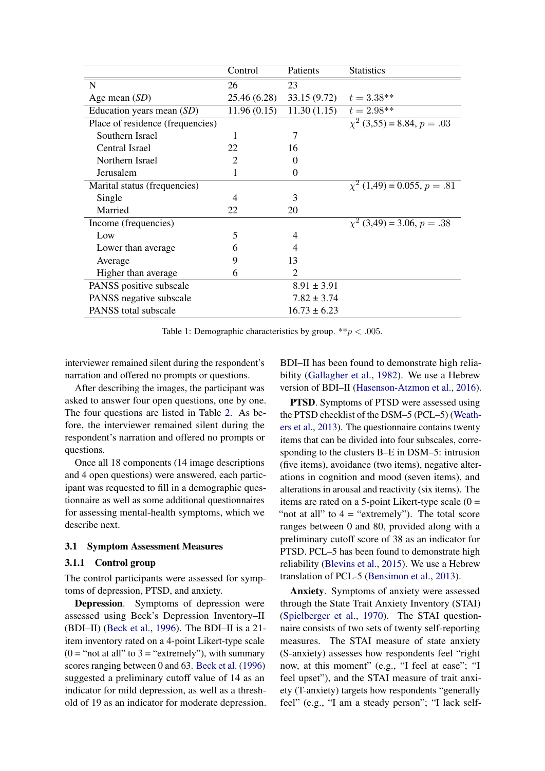| | Control | Patients | Statistics |
|---|---|---|---|
| N | 26 | 23 | |
| Age mean (*SD*) | 25.46 (6.28) | 33.15 (9.72) | $t = 3.38$** |
| Education years mean (*SD*) | 11.96 (0.15) | 11.30 (1.15) | $t = 2.98$** |
| Place of residence (frequencies) | | | $\chi^2$ (3,55) = 8.84, $p = .03$ |
| Southern Israel | 1 | 7 | |
| Central Israel | 22 | 16 | |
| Northern Israel | 2 | 0 | |
| Jerusalem | 1 | 0 | |
| Marital status (frequencies) | | | $\chi^2$ (1,49) = 0.055, $p = .81$ |
| Single | 4 | 3 | |
| Married | 22 | 20 | |
| Income (frequencies) | | | $\chi^2$ (3,49) = 3.06, $p = .38$ |
| Low | 5 | 4 | |
| Lower than average | 6 | 4 | |
| Average | 9 | 13 | |
| Higher than average | 6 | 2 | |
| PANSS positive subscale | | 8.91 ± 3.91 | |
| PANSS negative subscale | | 7.82 ± 3.74 | |
| PANSS total subscale | | 16.73 ± 6.23 | |

Table 1: Demographic characteristics by group. **$p < .005$.

interviewer remained silent during the respondent's narration and offered no prompts or questions.

After describing the images, the participant was asked to answer four open questions, one by one. The four questions are listed in Table 2. As before, the interviewer remained silent during the respondent's narration and offered no prompts or questions.

Once all 18 components (14 image descriptions and 4 open questions) were answered, each participant was requested to fill in a demographic questionnaire as well as some additional questionnaires for assessing mental-health symptoms, which we describe next.

## 3.1 Symptom Assessment Measures

### 3.1.1 Control group

The control participants were assessed for symptoms of depression, PTSD, and anxiety.

**Depression**. Symptoms of depression were assessed using Beck's Depression Inventory–II (BDI–II) (Beck et al., 1996). The BDI–II is a 21-item inventory rated on a 4-point Likert-type scale (0 = "not at all" to 3 = "extremely"), with summary scores ranging between 0 and 63. Beck et al. (1996) suggested a preliminary cutoff value of 14 as an indicator for mild depression, as well as a threshold of 19 as an indicator for moderate depression. BDI–II has been found to demonstrate high reliability (Gallagher et al., 1982). We use a Hebrew version of BDI–II (Hasenson-Atzmon et al., 2016).

**PTSD**. Symptoms of PTSD were assessed using the PTSD checklist of the DSM–5 (PCL–5) (Weathers et al., 2013). The questionnaire contains twenty items that can be divided into four subscales, corresponding to the clusters B–E in DSM–5: intrusion (five items), avoidance (two items), negative alterations in cognition and mood (seven items), and alterations in arousal and reactivity (six items). The items are rated on a 5-point Likert-type scale (0 = "not at all" to 4 = "extremely"). The total score ranges between 0 and 80, provided along with a preliminary cutoff score of 38 as an indicator for PTSD. PCL–5 has been found to demonstrate high reliability (Blevins et al., 2015). We use a Hebrew translation of PCL-5 (Bensimon et al., 2013).

**Anxiety**. Symptoms of anxiety were assessed through the State Trait Anxiety Inventory (STAI) (Spielberger et al., 1970). The STAI questionnaire consists of two sets of twenty self-reporting measures. The STAI measure of state anxiety (S-anxiety) assesses how respondents feel "right now, at this moment" (e.g., "I feel at ease"; "I feel upset"), and the STAI measure of trait anxiety (T-anxiety) targets how respondents "generally feel" (e.g., "I am a steady person"; "I lack self-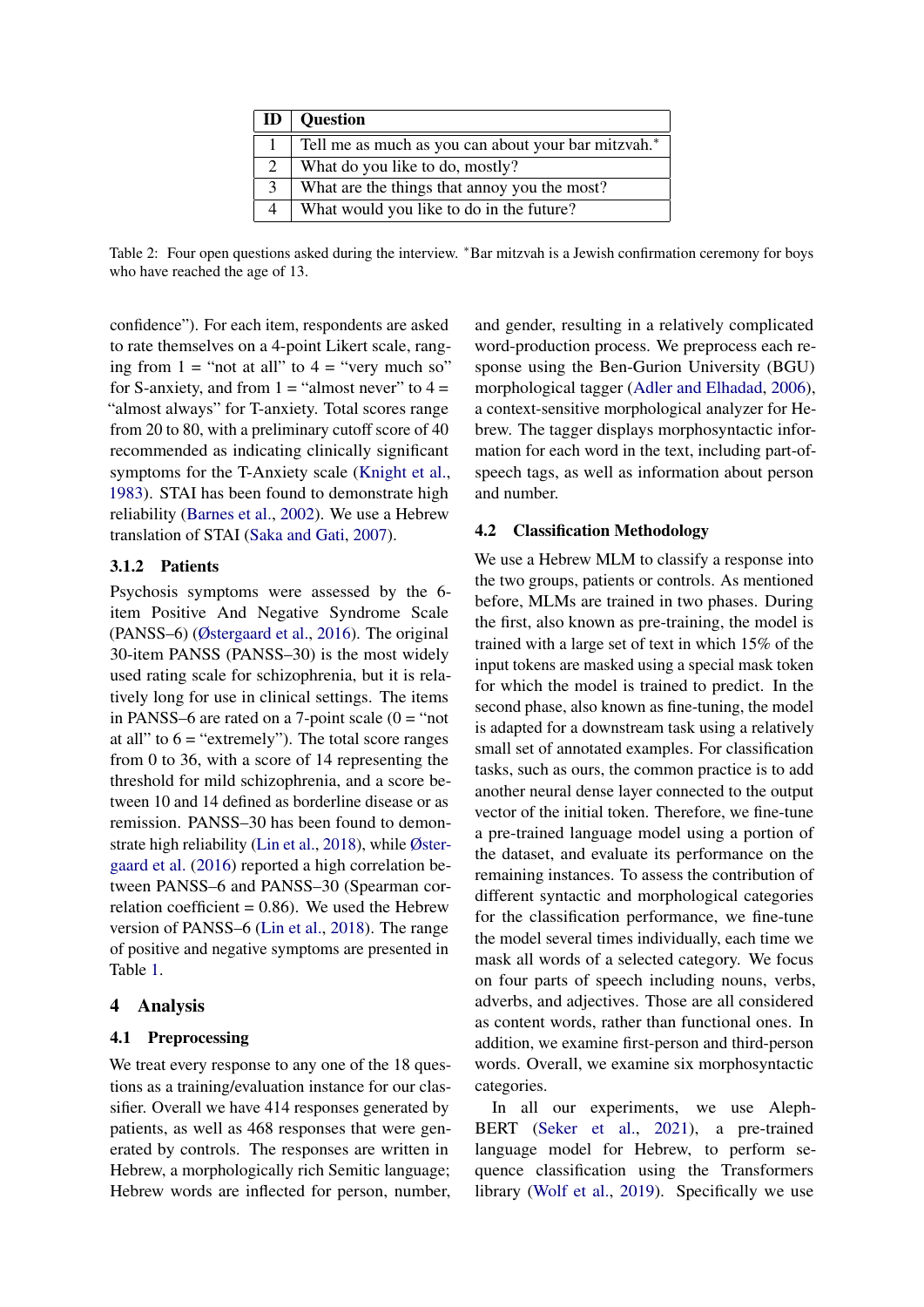| ID | Question |
|---|---|
| 1 | Tell me as much as you can about your bar mitzvah.* |
| 2 | What do you like to do, mostly? |
| 3 | What are the things that annoy you the most? |
| 4 | What would you like to do in the future? |

Table 2: Four open questions asked during the interview. *Bar mitzvah is a Jewish confirmation ceremony for boys who have reached the age of 13.

confidence"). For each item, respondents are asked to rate themselves on a 4-point Likert scale, ranging from 1 = "not at all" to 4 = "very much so" for S-anxiety, and from 1 = "almost never" to 4 = "almost always" for T-anxiety. Total scores range from 20 to 80, with a preliminary cutoff score of 40 recommended as indicating clinically significant symptoms for the T-Anxiety scale (Knight et al., 1983). STAI has been found to demonstrate high reliability (Barnes et al., 2002). We use a Hebrew translation of STAI (Saka and Gati, 2007).

### 3.1.2 Patients

Psychosis symptoms were assessed by the 6-item Positive And Negative Syndrome Scale (PANSS–6) (Østergaard et al., 2016). The original 30-item PANSS (PANSS–30) is the most widely used rating scale for schizophrenia, but it is relatively long for use in clinical settings. The items in PANSS–6 are rated on a 7-point scale (0 = "not at all" to 6 = "extremely"). The total score ranges from 0 to 36, with a score of 14 representing the threshold for mild schizophrenia, and a score between 10 and 14 defined as borderline disease or as remission. PANSS–30 has been found to demonstrate high reliability (Lin et al., 2018), while Østergaard et al. (2016) reported a high correlation between PANSS–6 and PANSS–30 (Spearman correlation coefficient = 0.86). We used the Hebrew version of PANSS–6 (Lin et al., 2018). The range of positive and negative symptoms are presented in Table 1.

## 4 Analysis

### 4.1 Preprocessing

We treat every response to any one of the 18 questions as a training/evaluation instance for our classifier. Overall we have 414 responses generated by patients, as well as 468 responses that were generated by controls. The responses are written in Hebrew, a morphologically rich Semitic language; Hebrew words are inflected for person, number, and gender, resulting in a relatively complicated word-production process. We preprocess each response using the Ben-Gurion University (BGU) morphological tagger (Adler and Elhadad, 2006), a context-sensitive morphological analyzer for Hebrew. The tagger displays morphosyntactic information for each word in the text, including part-of-speech tags, as well as information about person and number.

### 4.2 Classification Methodology

We use a Hebrew MLM to classify a response into the two groups, patients or controls. As mentioned before, MLMs are trained in two phases. During the first, also known as pre-training, the model is trained with a large set of text in which 15% of the input tokens are masked using a special mask token for which the model is trained to predict. In the second phase, also known as fine-tuning, the model is adapted for a downstream task using a relatively small set of annotated examples. For classification tasks, such as ours, the common practice is to add another neural dense layer connected to the output vector of the initial token. Therefore, we fine-tune a pre-trained language model using a portion of the dataset, and evaluate its performance on the remaining instances. To assess the contribution of different syntactic and morphological categories for the classification performance, we fine-tune the model several times individually, each time we mask all words of a selected category. We focus on four parts of speech including nouns, verbs, adverbs, and adjectives. Those are all considered as content words, rather than functional ones. In addition, we examine first-person and third-person words. Overall, we examine six morphosyntactic categories.

In all our experiments, we use Aleph-BERT (Seker et al., 2021), a pre-trained language model for Hebrew, to perform sequence classification using the Transformers library (Wolf et al., 2019). Specifically we use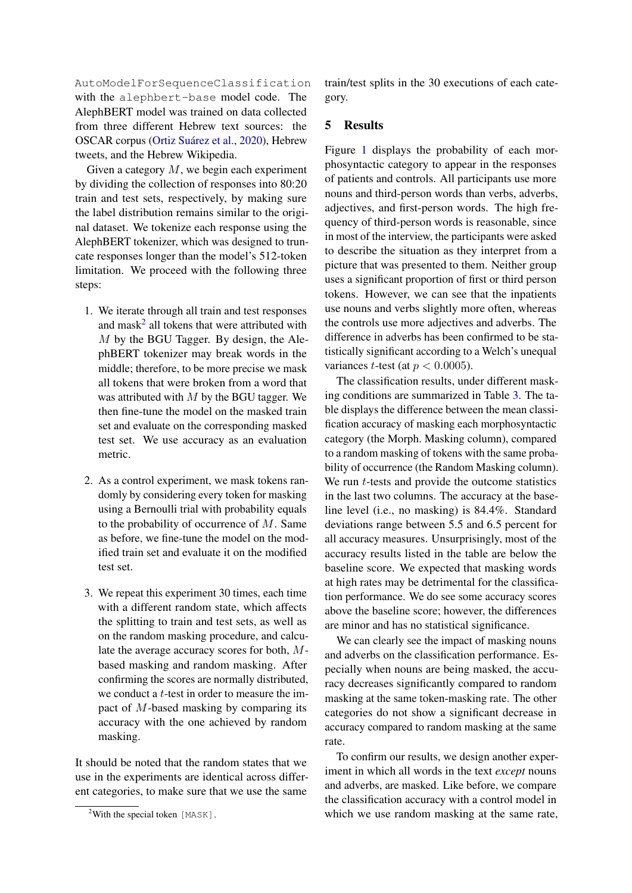`AutoModelForSequenceClassification` with the `alephbert-base` model code. The AlephBERT model was trained on data collected from three different Hebrew text sources: the OSCAR corpus (Ortiz Suárez et al., 2020), Hebrew tweets, and the Hebrew Wikipedia.

Given a category $M$, we begin each experiment by dividing the collection of responses into 80:20 train and test sets, respectively, by making sure the label distribution remains similar to the original dataset. We tokenize each response using the AlephBERT tokenizer, which was designed to truncate responses longer than the model's 512-token limitation. We proceed with the following three steps:

1. We iterate through all train and test responses and mask[2] all tokens that were attributed with $M$ by the BGU Tagger. By design, the AlephBERT tokenizer may break words in the middle; therefore, to be more precise we mask all tokens that were broken from a word that was attributed with $M$ by the BGU tagger. We then fine-tune the model on the masked train set and evaluate on the corresponding masked test set. We use accuracy as an evaluation metric.

2. As a control experiment, we mask tokens randomly by considering every token for masking using a Bernoulli trial with probability equals to the probability of occurrence of $M$. Same as before, we fine-tune the model on the modified train set and evaluate it on the modified test set.

3. We repeat this experiment 30 times, each time with a different random state, which affects the splitting to train and test sets, as well as on the random masking procedure, and calculate the average accuracy scores for both, $M$-based masking and random masking. After confirming the scores are normally distributed, we conduct a $t$-test in order to measure the impact of $M$-based masking by comparing its accuracy with the one achieved by random masking.

It should be noted that the random states that we use in the experiments are identical across different categories, to make sure that we use the same train/test splits in the 30 executions of each category.

[2]With the special token `[MASK]`.

## 5 Results

Figure 1 displays the probability of each morphosyntactic category to appear in the responses of patients and controls. All participants use more nouns and third-person words than verbs, adverbs, adjectives, and first-person words. The high frequency of third-person words is reasonable, since in most of the interview, the participants were asked to describe the situation as they interpret from a picture that was presented to them. Neither group uses a significant proportion of first or third person tokens. However, we can see that the inpatients use nouns and verbs slightly more often, whereas the controls use more adjectives and adverbs. The difference in adverbs has been confirmed to be statistically significant according to a Welch's unequal variances $t$-test (at $p < 0.0005$).

The classification results, under different masking conditions are summarized in Table 3. The table displays the difference between the mean classification accuracy of masking each morphosyntactic category (the Morph. Masking column), compared to a random masking of tokens with the same probability of occurrence (the Random Masking column). We run $t$-tests and provide the outcome statistics in the last two columns. The accuracy at the baseline level (i.e., no masking) is 84.4%. Standard deviations range between 5.5 and 6.5 percent for all accuracy measures. Unsurprisingly, most of the accuracy results listed in the table are below the baseline score. We expected that masking words at high rates may be detrimental for the classification performance. We do see some accuracy scores above the baseline score; however, the differences are minor and has no statistical significance.

We can clearly see the impact of masking nouns and adverbs on the classification performance. Especially when nouns are being masked, the accuracy decreases significantly compared to random masking at the same token-masking rate. The other categories do not show a significant decrease in accuracy compared to random masking at the same rate.

To confirm our results, we design another experiment in which all words in the text *except* nouns and adverbs, are masked. Like before, we compare the classification accuracy with a control model in which we use random masking at the same rate,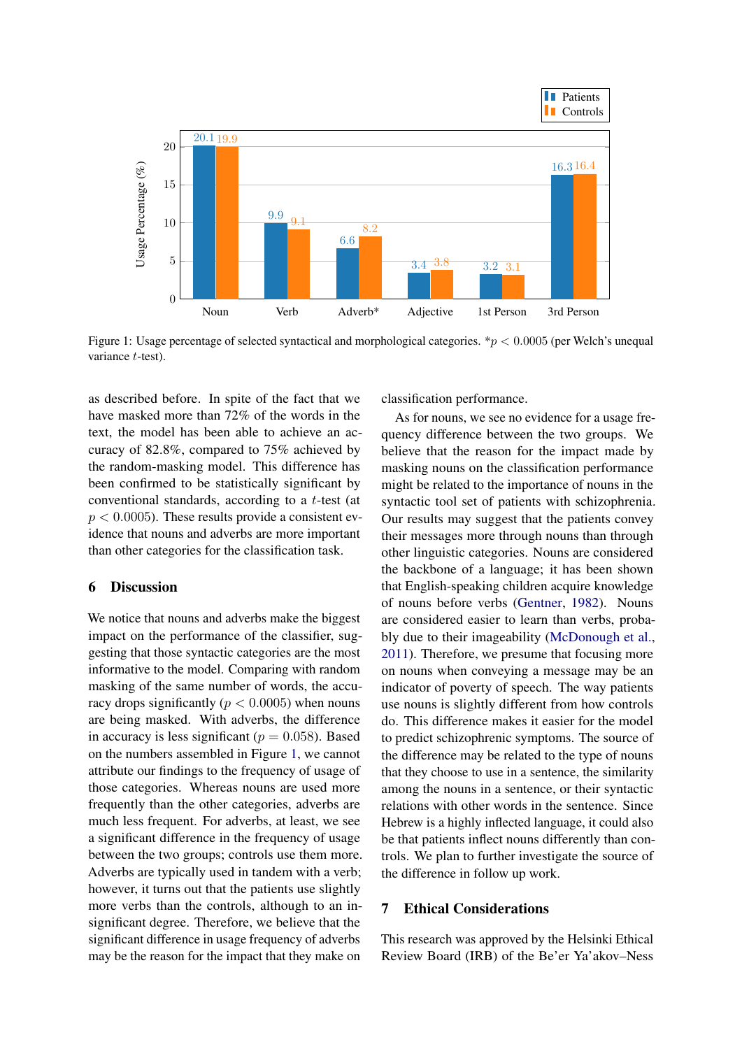Figure 1: Usage percentage of selected syntactical and morphological categories. $*p < 0.0005$ (per Welch's unequal variance $t$-test).

as described before. In spite of the fact that we have masked more than 72% of the words in the text, the model has been able to achieve an accuracy of 82.8%, compared to 75% achieved by the random-masking model. This difference has been confirmed to be statistically significant by conventional standards, according to a $t$-test (at $p < 0.0005$). These results provide a consistent evidence that nouns and adverbs are more important than other categories for the classification task.

## 6 Discussion

We notice that nouns and adverbs make the biggest impact on the performance of the classifier, suggesting that those syntactic categories are the most informative to the model. Comparing with random masking of the same number of words, the accuracy drops significantly ($p < 0.0005$) when nouns are being masked. With adverbs, the difference in accuracy is less significant ($p = 0.058$). Based on the numbers assembled in Figure 1, we cannot attribute our findings to the frequency of usage of those categories. Whereas nouns are used more frequently than the other categories, adverbs are much less frequent. For adverbs, at least, we see a significant difference in the frequency of usage between the two groups; controls use them more. Adverbs are typically used in tandem with a verb; however, it turns out that the patients use slightly more verbs than the controls, although to an insignificant degree. Therefore, we believe that the significant difference in usage frequency of adverbs may be the reason for the impact that they make on classification performance.

As for nouns, we see no evidence for a usage frequency difference between the two groups. We believe that the reason for the impact made by masking nouns on the classification performance might be related to the importance of nouns in the syntactic tool set of patients with schizophrenia. Our results may suggest that the patients convey their messages more through nouns than through other linguistic categories. Nouns are considered the backbone of a language; it has been shown that English-speaking children acquire knowledge of nouns before verbs (Gentner, 1982). Nouns are considered easier to learn than verbs, probably due to their imageability (McDonough et al., 2011). Therefore, we presume that focusing more on nouns when conveying a message may be an indicator of poverty of speech. The way patients use nouns is slightly different from how controls do. This difference makes it easier for the model to predict schizophrenic symptoms. The source of the difference may be related to the type of nouns that they choose to use in a sentence, the similarity among the nouns in a sentence, or their syntactic relations with other words in the sentence. Since Hebrew is a highly inflected language, it could also be that patients inflect nouns differently than controls. We plan to further investigate the source of the difference in follow up work.

## 7 Ethical Considerations

This research was approved by the Helsinki Ethical Review Board (IRB) of the Be'er Ya'akov–Ness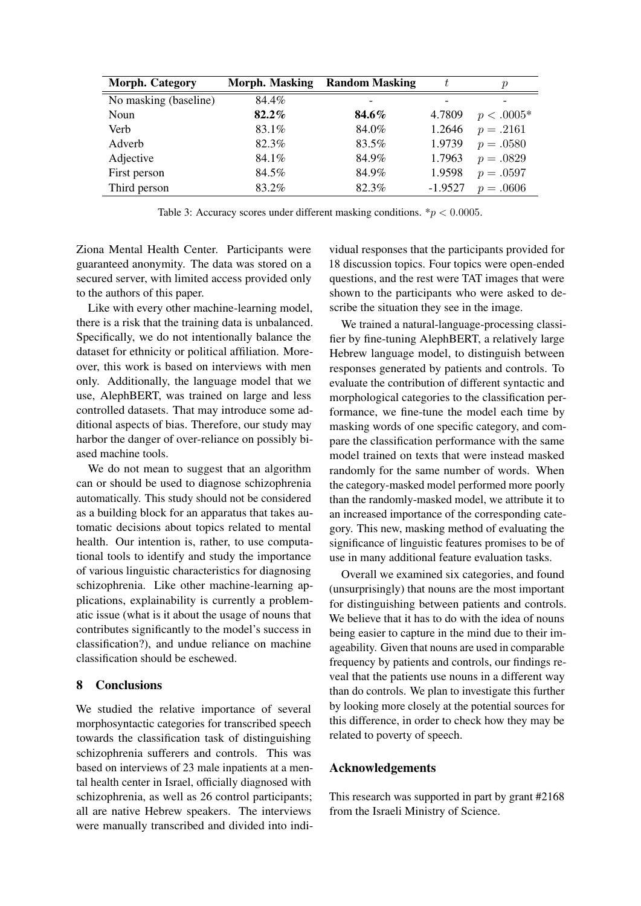| Morph. Category | Morph. Masking | Random Masking | $t$ | $p$ |
|---|---|---|---|---|
| No masking (baseline) | 84.4% | - | - | - |
| Noun | **82.2%** | **84.6%** | 4.7809 | $p < .0005$* |
| Verb | 83.1% | 84.0% | 1.2646 | $p = .2161$ |
| Adverb | 82.3% | 83.5% | 1.9739 | $p = .0580$ |
| Adjective | 84.1% | 84.9% | 1.7963 | $p = .0829$ |
| First person | 84.5% | 84.9% | 1.9598 | $p = .0597$ |
| Third person | 83.2% | 82.3% | -1.9527 | $p = .0606$ |

Table 3: Accuracy scores under different masking conditions. *$p < 0.0005$.

Ziona Mental Health Center. Participants were guaranteed anonymity. The data was stored on a secured server, with limited access provided only to the authors of this paper.

Like with every other machine-learning model, there is a risk that the training data is unbalanced. Specifically, we do not intentionally balance the dataset for ethnicity or political affiliation. Moreover, this work is based on interviews with men only. Additionally, the language model that we use, AlephBERT, was trained on large and less controlled datasets. That may introduce some additional aspects of bias. Therefore, our study may harbor the danger of over-reliance on possibly biased machine tools.

We do not mean to suggest that an algorithm can or should be used to diagnose schizophrenia automatically. This study should not be considered as a building block for an apparatus that takes automatic decisions about topics related to mental health. Our intention is, rather, to use computational tools to identify and study the importance of various linguistic characteristics for diagnosing schizophrenia. Like other machine-learning applications, explainability is currently a problematic issue (what is it about the usage of nouns that contributes significantly to the model's success in classification?), and undue reliance on machine classification should be eschewed.

## 8 Conclusions

We studied the relative importance of several morphosyntactic categories for transcribed speech towards the classification task of distinguishing schizophrenia sufferers and controls. This was based on interviews of 23 male inpatients at a mental health center in Israel, officially diagnosed with schizophrenia, as well as 26 control participants; all are native Hebrew speakers. The interviews were manually transcribed and divided into individual responses that the participants provided for 18 discussion topics. Four topics were open-ended questions, and the rest were TAT images that were shown to the participants who were asked to describe the situation they see in the image.

We trained a natural-language-processing classifier by fine-tuning AlephBERT, a relatively large Hebrew language model, to distinguish between responses generated by patients and controls. To evaluate the contribution of different syntactic and morphological categories to the classification performance, we fine-tune the model each time by masking words of one specific category, and compare the classification performance with the same model trained on texts that were instead masked randomly for the same number of words. When the category-masked model performed more poorly than the randomly-masked model, we attribute it to an increased importance of the corresponding category. This new, masking method of evaluating the significance of linguistic features promises to be of use in many additional feature evaluation tasks.

Overall we examined six categories, and found (unsurprisingly) that nouns are the most important for distinguishing between patients and controls. We believe that it has to do with the idea of nouns being easier to capture in the mind due to their imageability. Given that nouns are used in comparable frequency by patients and controls, our findings reveal that the patients use nouns in a different way than do controls. We plan to investigate this further by looking more closely at the potential sources for this difference, in order to check how they may be related to poverty of speech.

## Acknowledgements

This research was supported in part by grant #2168 from the Israeli Ministry of Science.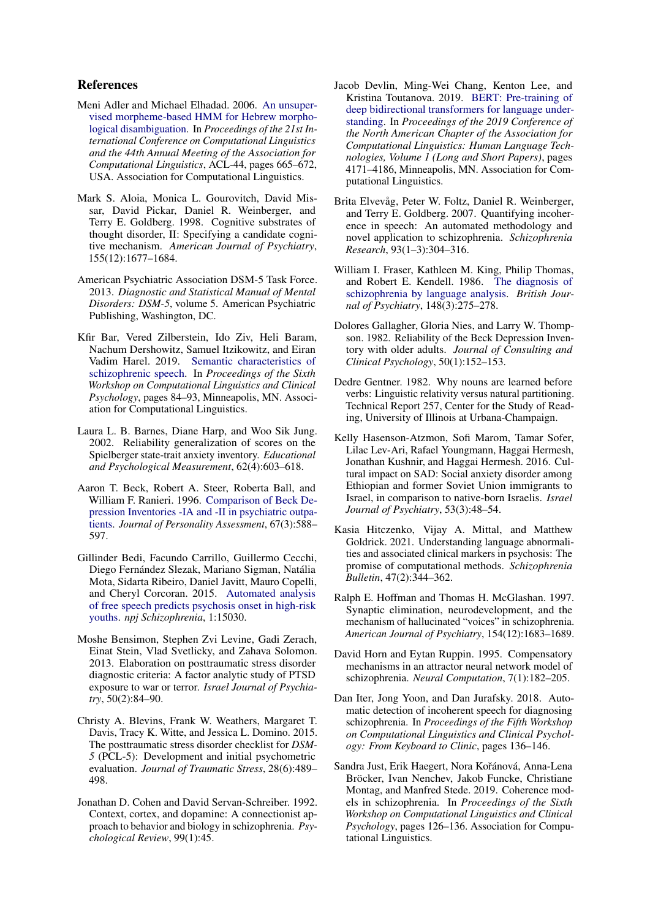## References

Meni Adler and Michael Elhadad. 2006. An unsupervised morpheme-based HMM for Hebrew morphological disambiguation. In *Proceedings of the 21st International Conference on Computational Linguistics and the 44th Annual Meeting of the Association for Computational Linguistics*, ACL-44, pages 665–672, USA. Association for Computational Linguistics.

Mark S. Aloia, Monica L. Gourovitch, David Missar, David Pickar, Daniel R. Weinberger, and Terry E. Goldberg. 1998. Cognitive substrates of thought disorder, II: Specifying a candidate cognitive mechanism. *American Journal of Psychiatry*, 155(12):1677–1684.

American Psychiatric Association DSM-5 Task Force. 2013. *Diagnostic and Statistical Manual of Mental Disorders: DSM-5*, volume 5. American Psychiatric Publishing, Washington, DC.

Kfir Bar, Vered Zilberstein, Ido Ziv, Heli Baram, Nachum Dershowitz, Samuel Itzikowitz, and Eiran Vadim Harel. 2019. Semantic characteristics of schizophrenic speech. In *Proceedings of the Sixth Workshop on Computational Linguistics and Clinical Psychology*, pages 84–93, Minneapolis, MN. Association for Computational Linguistics.

Laura L. B. Barnes, Diane Harp, and Woo Sik Jung. 2002. Reliability generalization of scores on the Spielberger state-trait anxiety inventory. *Educational and Psychological Measurement*, 62(4):603–618.

Aaron T. Beck, Robert A. Steer, Roberta Ball, and William F. Ranieri. 1996. Comparison of Beck Depression Inventories -IA and -II in psychiatric outpatients. *Journal of Personality Assessment*, 67(3):588–597.

Gillinder Bedi, Facundo Carrillo, Guillermo Cecchi, Diego Fernández Slezak, Mariano Sigman, Natália Mota, Sidarta Ribeiro, Daniel Javitt, Mauro Copelli, and Cheryl Corcoran. 2015. Automated analysis of free speech predicts psychosis onset in high-risk youths. *npj Schizophrenia*, 1:15030.

Moshe Bensimon, Stephen Zvi Levine, Gadi Zerach, Einat Stein, Vlad Svetlicky, and Zahava Solomon. 2013. Elaboration on posttraumatic stress disorder diagnostic criteria: A factor analytic study of PTSD exposure to war or terror. *Israel Journal of Psychiatry*, 50(2):84–90.

Christy A. Blevins, Frank W. Weathers, Margaret T. Davis, Tracy K. Witte, and Jessica L. Domino. 2015. The posttraumatic stress disorder checklist for *DSM-5* (PCL-5): Development and initial psychometric evaluation. *Journal of Traumatic Stress*, 28(6):489–498.

Jonathan D. Cohen and David Servan-Schreiber. 1992. Context, cortex, and dopamine: A connectionist approach to behavior and biology in schizophrenia. *Psychological Review*, 99(1):45.

Jacob Devlin, Ming-Wei Chang, Kenton Lee, and Kristina Toutanova. 2019. BERT: Pre-training of deep bidirectional transformers for language understanding. In *Proceedings of the 2019 Conference of the North American Chapter of the Association for Computational Linguistics: Human Language Technologies, Volume 1 (Long and Short Papers)*, pages 4171–4186, Minneapolis, MN. Association for Computational Linguistics.

Brita Elvevåg, Peter W. Foltz, Daniel R. Weinberger, and Terry E. Goldberg. 2007. Quantifying incoherence in speech: An automated methodology and novel application to schizophrenia. *Schizophrenia Research*, 93(1–3):304–316.

William I. Fraser, Kathleen M. King, Philip Thomas, and Robert E. Kendell. 1986. The diagnosis of schizophrenia by language analysis. *British Journal of Psychiatry*, 148(3):275–278.

Dolores Gallagher, Gloria Nies, and Larry W. Thompson. 1982. Reliability of the Beck Depression Inventory with older adults. *Journal of Consulting and Clinical Psychology*, 50(1):152–153.

Dedre Gentner. 1982. Why nouns are learned before verbs: Linguistic relativity versus natural partitioning. Technical Report 257, Center for the Study of Reading, University of Illinois at Urbana-Champaign.

Kelly Hasenson-Atzmon, Sofi Marom, Tamar Sofer, Lilac Lev-Ari, Rafael Youngmann, Haggai Hermesh, Jonathan Kushnir, and Haggai Hermesh. 2016. Cultural impact on SAD: Social anxiety disorder among Ethiopian and former Soviet Union immigrants to Israel, in comparison to native-born Israelis. *Israel Journal of Psychiatry*, 53(3):48–54.

Kasia Hitczenko, Vijay A. Mittal, and Matthew Goldrick. 2021. Understanding language abnormalities and associated clinical markers in psychosis: The promise of computational methods. *Schizophrenia Bulletin*, 47(2):344–362.

Ralph E. Hoffman and Thomas H. McGlashan. 1997. Synaptic elimination, neurodevelopment, and the mechanism of hallucinated "voices" in schizophrenia. *American Journal of Psychiatry*, 154(12):1683–1689.

David Horn and Eytan Ruppin. 1995. Compensatory mechanisms in an attractor neural network model of schizophrenia. *Neural Computation*, 7(1):182–205.

Dan Iter, Jong Yoon, and Dan Jurafsky. 2018. Automatic detection of incoherent speech for diagnosing schizophrenia. In *Proceedings of the Fifth Workshop on Computational Linguistics and Clinical Psychology: From Keyboard to Clinic*, pages 136–146.

Sandra Just, Erik Haegert, Nora Kořánová, Anna-Lena Bröcker, Ivan Nenchev, Jakob Funcke, Christiane Montag, and Manfred Stede. 2019. Coherence models in schizophrenia. In *Proceedings of the Sixth Workshop on Computational Linguistics and Clinical Psychology*, pages 126–136. Association for Computational Linguistics.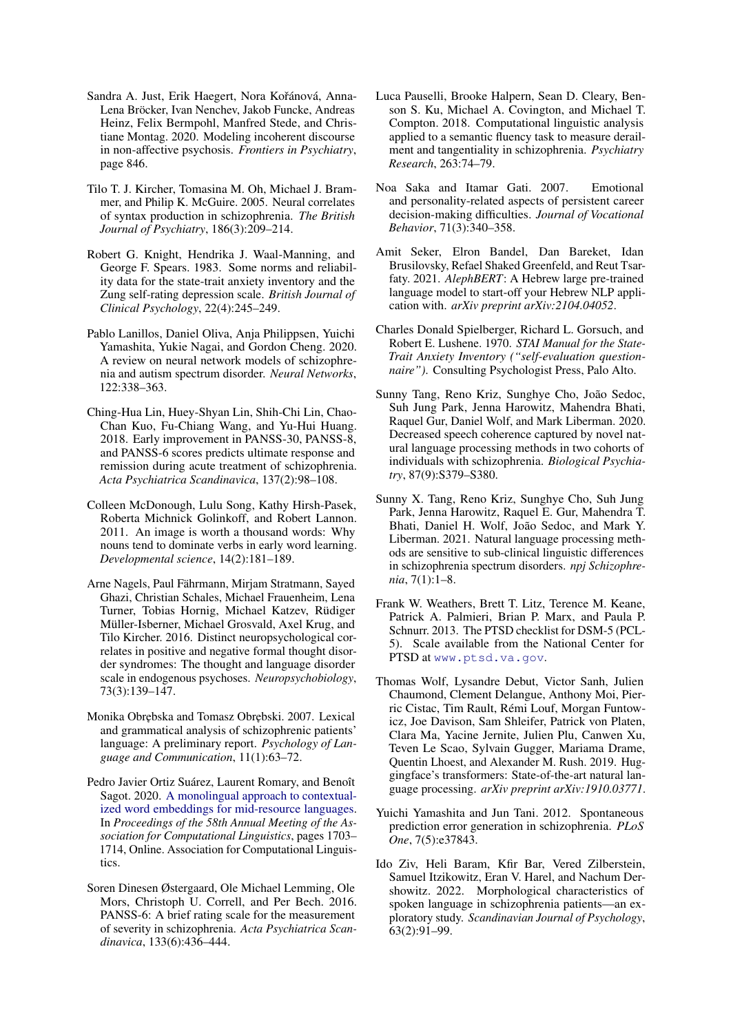Sandra A. Just, Erik Haegert, Nora Kořánová, Anna-Lena Bröcker, Ivan Nenchev, Jakob Funcke, Andreas Heinz, Felix Bermpohl, Manfred Stede, and Christiane Montag. 2020. Modeling incoherent discourse in non-affective psychosis. *Frontiers in Psychiatry*, page 846.

Tilo T. J. Kircher, Tomasina M. Oh, Michael J. Brammer, and Philip K. McGuire. 2005. Neural correlates of syntax production in schizophrenia. *The British Journal of Psychiatry*, 186(3):209–214.

Robert G. Knight, Hendrika J. Waal-Manning, and George F. Spears. 1983. Some norms and reliability data for the state-trait anxiety inventory and the Zung self-rating depression scale. *British Journal of Clinical Psychology*, 22(4):245–249.

Pablo Lanillos, Daniel Oliva, Anja Philippsen, Yuichi Yamashita, Yukie Nagai, and Gordon Cheng. 2020. A review on neural network models of schizophrenia and autism spectrum disorder. *Neural Networks*, 122:338–363.

Ching-Hua Lin, Huey-Shyan Lin, Shih-Chi Lin, Chao-Chan Kuo, Fu-Chiang Wang, and Yu-Hui Huang. 2018. Early improvement in PANSS-30, PANSS-8, and PANSS-6 scores predicts ultimate response and remission during acute treatment of schizophrenia. *Acta Psychiatrica Scandinavica*, 137(2):98–108.

Colleen McDonough, Lulu Song, Kathy Hirsh-Pasek, Roberta Michnick Golinkoff, and Robert Lannon. 2011. An image is worth a thousand words: Why nouns tend to dominate verbs in early word learning. *Developmental science*, 14(2):181–189.

Arne Nagels, Paul Fährmann, Mirjam Stratmann, Sayed Ghazi, Christian Schales, Michael Frauenheim, Lena Turner, Tobias Hornig, Michael Katzev, Rüdiger Müller-Isberner, Michael Grosvald, Axel Krug, and Tilo Kircher. 2016. Distinct neuropsychological correlates in positive and negative formal thought disorder syndromes: The thought and language disorder scale in endogenous psychoses. *Neuropsychobiology*, 73(3):139–147.

Monika Obrębska and Tomasz Obrębski. 2007. Lexical and grammatical analysis of schizophrenic patients' language: A preliminary report. *Psychology of Language and Communication*, 11(1):63–72.

Pedro Javier Ortiz Suárez, Laurent Romary, and Benoît Sagot. 2020. A monolingual approach to contextualized word embeddings for mid-resource languages. In *Proceedings of the 58th Annual Meeting of the Association for Computational Linguistics*, pages 1703–1714, Online. Association for Computational Linguistics.

Soren Dinesen Østergaard, Ole Michael Lemming, Ole Mors, Christoph U. Correll, and Per Bech. 2016. PANSS-6: A brief rating scale for the measurement of severity in schizophrenia. *Acta Psychiatrica Scandinavica*, 133(6):436–444.

Luca Pauselli, Brooke Halpern, Sean D. Cleary, Benson S. Ku, Michael A. Covington, and Michael T. Compton. 2018. Computational linguistic analysis applied to a semantic fluency task to measure derailment and tangentiality in schizophrenia. *Psychiatry Research*, 263:74–79.

Noa Saka and Itamar Gati. 2007. Emotional and personality-related aspects of persistent career decision-making difficulties. *Journal of Vocational Behavior*, 71(3):340–358.

Amit Seker, Elron Bandel, Dan Bareket, Idan Brusilovsky, Refael Shaked Greenfeld, and Reut Tsarfaty. 2021. *AlephBERT*: A Hebrew large pre-trained language model to start-off your Hebrew NLP application with. *arXiv preprint arXiv:2104.04052*.

Charles Donald Spielberger, Richard L. Gorsuch, and Robert E. Lushene. 1970. *STAI Manual for the State-Trait Anxiety Inventory ("self-evaluation questionnaire")*. Consulting Psychologist Press, Palo Alto.

Sunny Tang, Reno Kriz, Sunghye Cho, João Sedoc, Suh Jung Park, Jenna Harowitz, Mahendra Bhati, Raquel Gur, Daniel Wolf, and Mark Liberman. 2020. Decreased speech coherence captured by novel natural language processing methods in two cohorts of individuals with schizophrenia. *Biological Psychiatry*, 87(9):S379–S380.

Sunny X. Tang, Reno Kriz, Sunghye Cho, Suh Jung Park, Jenna Harowitz, Raquel E. Gur, Mahendra T. Bhati, Daniel H. Wolf, João Sedoc, and Mark Y. Liberman. 2021. Natural language processing methods are sensitive to sub-clinical linguistic differences in schizophrenia spectrum disorders. *npj Schizophrenia*, 7(1):1–8.

Frank W. Weathers, Brett T. Litz, Terence M. Keane, Patrick A. Palmieri, Brian P. Marx, and Paula P. Schnurr. 2013. The PTSD checklist for DSM-5 (PCL-5). Scale available from the National Center for PTSD at www.ptsd.va.gov.

Thomas Wolf, Lysandre Debut, Victor Sanh, Julien Chaumond, Clement Delangue, Anthony Moi, Pierric Cistac, Tim Rault, Rémi Louf, Morgan Funtowicz, Joe Davison, Sam Shleifer, Patrick von Platen, Clara Ma, Yacine Jernite, Julien Plu, Canwen Xu, Teven Le Scao, Sylvain Gugger, Mariama Drame, Quentin Lhoest, and Alexander M. Rush. 2019. Huggingface's transformers: State-of-the-art natural language processing. *arXiv preprint arXiv:1910.03771*.

Yuichi Yamashita and Jun Tani. 2012. Spontaneous prediction error generation in schizophrenia. *PLoS One*, 7(5):e37843.

Ido Ziv, Heli Baram, Kfir Bar, Vered Zilberstein, Samuel Itzikowitz, Eran V. Harel, and Nachum Dershowitz. 2022. Morphological characteristics of spoken language in schizophrenia patients—an exploratory study. *Scandinavian Journal of Psychology*, 63(2):91–99.